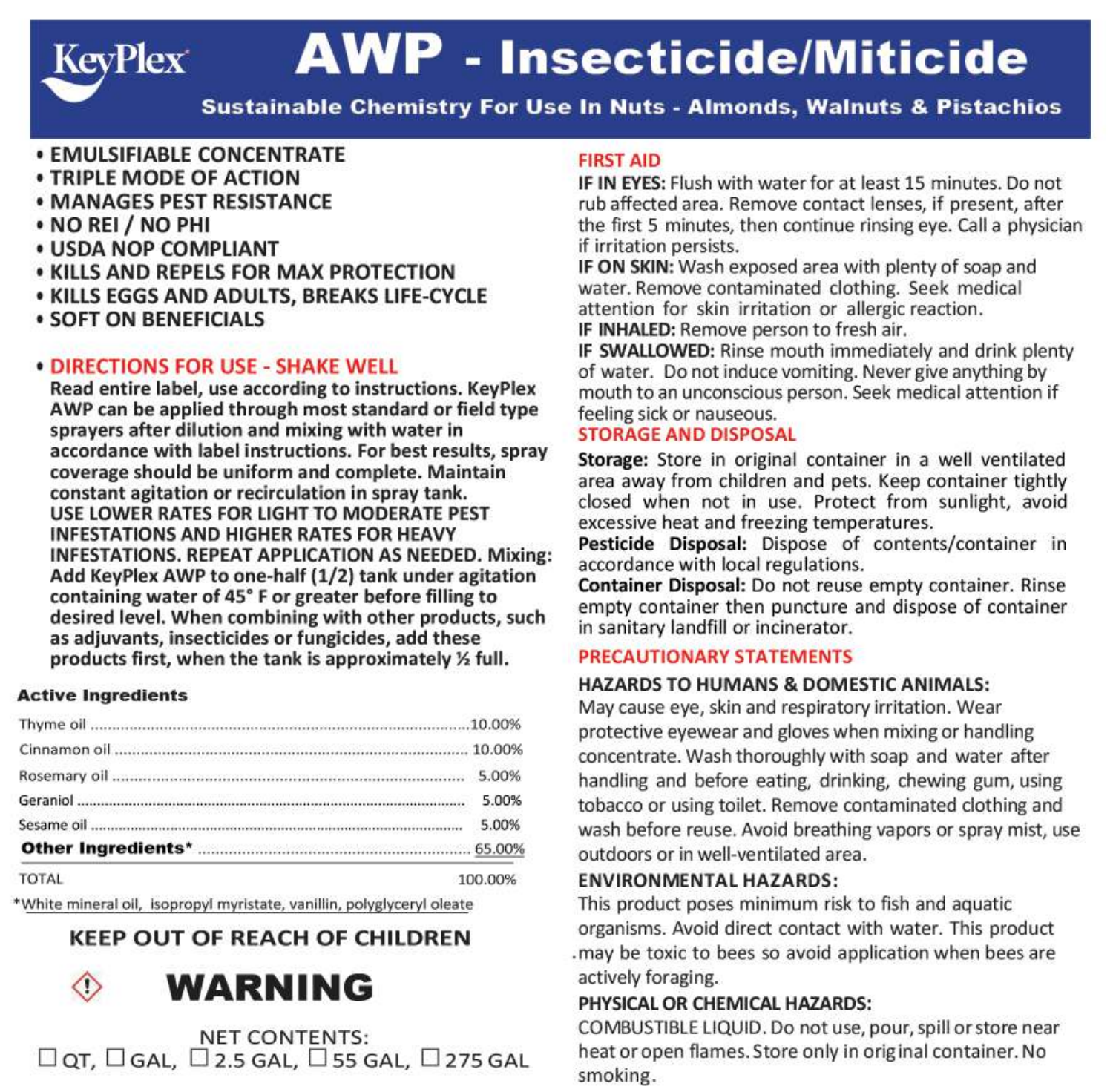KeyPlex

# AWP - Insecticide/Miticide

**Sustainable Chemistry For Use In Nuts - Almonds, Walnuts & Pistachios**

- **EMULSIFIABLE CONCENTRATE**
- **TRIPLE MODE OF ACTION**
- **MANAGES PEST RESISTANCE**
- **NO REI / NO PHI**
- **USDA NOP COMPLIANT**
- **KILLS AND REPELS FOR MAX PROTECTION**
- **KILLS EGGS AND ADULTS, BREAKS LIFE-CYCLE**
- **SOFT ON BENEFICIALS**

## DIRECTIONS FOR USE - SHAKE WELL

**Read entire label, use according to instructions. KeyPlex AWP can be applied through most standard or field type sprayers after dilution and mixing with water in accordance with label instructions. For best results, spray coverage should be uniform and complete. Maintain constant agitation or recirculation in spray tank. USE LOWER RATES FOR LIGHT TO MODERATE PEST INFESTATIONS AND HIGHER RATES FOR HEAVY INFESTATIONS. REPEAT APPLICATION AS NEEDED. Mixing: Add KeyPlex AWP to one-half (1/2) tank under agitation containing water of 45° F or greater before filling to desired level. When combining with other products, such as adjuvants, insecticides or fungicides, add these products first, when the tank is approximately ½ full.**

### Active Ingredients

| Ingredient | % |
|---|---|
| Thyme oil | 10.00% |
| Cinnamon oil | 10.00% |
| Rosemary oil | 5.00% |
| Geraniol | 5.00% |
| Sesame oil | 5.00% |
| **Other Ingredients*** | 65.00% |
| TOTAL | 100.00% |

*White mineral oil, isopropyl myristate, vanillin, polyglyceryl oleate

**KEEP OUT OF REACH OF CHILDREN**

**WARNING**

NET CONTENTS:
☐ QT, ☐ GAL, ☐ 2.5 GAL, ☐ 55 GAL, ☐ 275 GAL

## FIRST AID

**IF IN EYES:** Flush with water for at least 15 minutes. Do not rub affected area. Remove contact lenses, if present, after the first 5 minutes, then continue rinsing eye. Call a physician if irritation persists.

**IF ON SKIN:** Wash exposed area with plenty of soap and water. Remove contaminated clothing. Seek medical attention for skin irritation or allergic reaction.

**IF INHALED:** Remove person to fresh air.

**IF SWALLOWED:** Rinse mouth immediately and drink plenty of water. Do not induce vomiting. Never give anything by mouth to an unconscious person. Seek medical attention if feeling sick or nauseous.

## STORAGE AND DISPOSAL

**Storage:** Store in original container in a well ventilated area away from children and pets. Keep container tightly closed when not in use. Protect from sunlight, avoid excessive heat and freezing temperatures.

**Pesticide Disposal:** Dispose of contents/container in accordance with local regulations.

**Container Disposal:** Do not reuse empty container. Rinse empty container then puncture and dispose of container in sanitary landfill or incinerator.

## PRECAUTIONARY STATEMENTS

### HAZARDS TO HUMANS & DOMESTIC ANIMALS:

May cause eye, skin and respiratory irritation. Wear protective eyewear and gloves when mixing or handling concentrate. Wash thoroughly with soap and water after handling and before eating, drinking, chewing gum, using tobacco or using toilet. Remove contaminated clothing and wash before reuse. Avoid breathing vapors or spray mist, use outdoors or in well-ventilated area.

### ENVIRONMENTAL HAZARDS:

This product poses minimum risk to fish and aquatic organisms. Avoid direct contact with water. This product may be toxic to bees so avoid application when bees are actively foraging.

### PHYSICAL OR CHEMICAL HAZARDS:

COMBUSTIBLE LIQUID. Do not use, pour, spill or store near heat or open flames. Store only in original container. No smoking.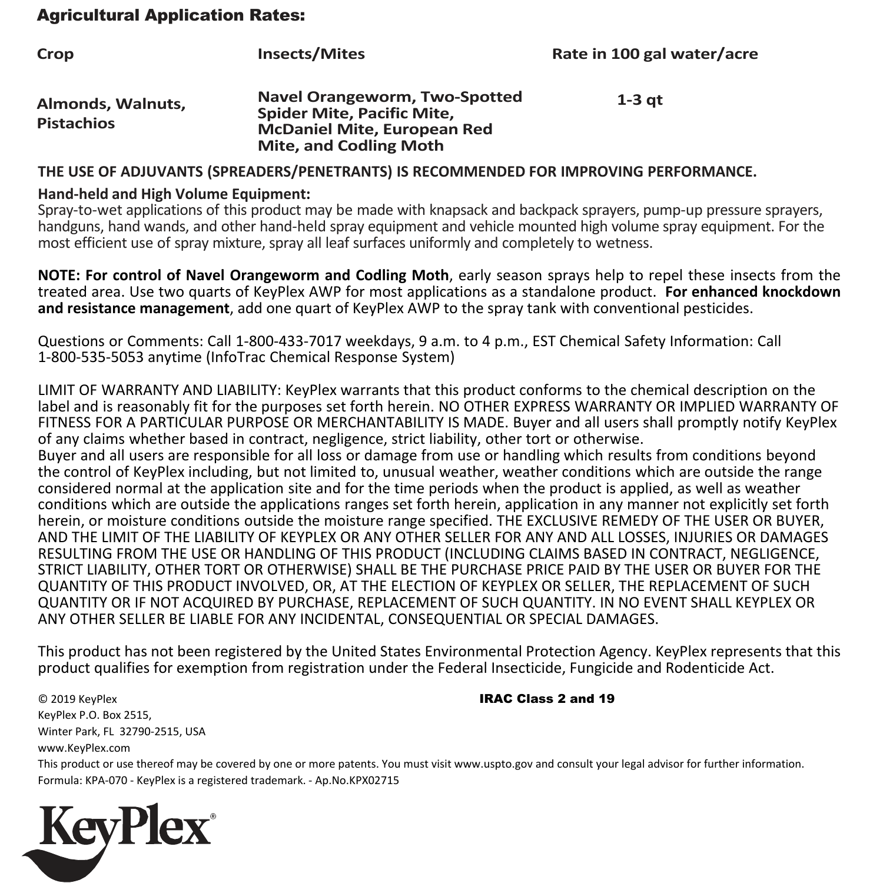## Agricultural Application Rates:

| Crop | Insects/Mites | Rate in 100 gal water/acre |
|---|---|---|
| Almonds, Walnuts, Pistachios | Navel Orangeworm, Two-Spotted Spider Mite, Pacific Mite, McDaniel Mite, European Red Mite, and Codling Moth | 1-3 qt |

**THE USE OF ADJUVANTS (SPREADERS/PENETRANTS) IS RECOMMENDED FOR IMPROVING PERFORMANCE.**

**Hand-held and High Volume Equipment:**
Spray-to-wet applications of this product may be made with knapsack and backpack sprayers, pump-up pressure sprayers, handguns, hand wands, and other hand-held spray equipment and vehicle mounted high volume spray equipment. For the most efficient use of spray mixture, spray all leaf surfaces uniformly and completely to wetness.

**NOTE: For control of Navel Orangeworm and Codling Moth**, early season sprays help to repel these insects from the treated area. Use two quarts of KeyPlex AWP for most applications as a standalone product. **For enhanced knockdown and resistance management**, add one quart of KeyPlex AWP to the spray tank with conventional pesticides.

Questions or Comments: Call 1-800-433-7017 weekdays, 9 a.m. to 4 p.m., EST Chemical Safety Information: Call 1-800-535-5053 anytime (InfoTrac Chemical Response System)

LIMIT OF WARRANTY AND LIABILITY: KeyPlex warrants that this product conforms to the chemical description on the label and is reasonably fit for the purposes set forth herein. NO OTHER EXPRESS WARRANTY OR IMPLIED WARRANTY OF FITNESS FOR A PARTICULAR PURPOSE OR MERCHANTABILITY IS MADE. Buyer and all users shall promptly notify KeyPlex of any claims whether based in contract, negligence, strict liability, other tort or otherwise.
Buyer and all users are responsible for all loss or damage from use or handling which results from conditions beyond the control of KeyPlex including, but not limited to, unusual weather, weather conditions which are outside the range considered normal at the application site and for the time periods when the product is applied, as well as weather conditions which are outside the applications ranges set forth herein, application in any manner not explicitly set forth herein, or moisture conditions outside the moisture range specified. THE EXCLUSIVE REMEDY OF THE USER OR BUYER, AND THE LIMIT OF THE LIABILITY OF KEYPLEX OR ANY OTHER SELLER FOR ANY AND ALL LOSSES, INJURIES OR DAMAGES RESULTING FROM THE USE OR HANDLING OF THIS PRODUCT (INCLUDING CLAIMS BASED IN CONTRACT, NEGLIGENCE, STRICT LIABILITY, OTHER TORT OR OTHERWISE) SHALL BE THE PURCHASE PRICE PAID BY THE USER OR BUYER FOR THE QUANTITY OF THIS PRODUCT INVOLVED, OR, AT THE ELECTION OF KEYPLEX OR SELLER, THE REPLACEMENT OF SUCH QUANTITY OR IF NOT ACQUIRED BY PURCHASE, REPLACEMENT OF SUCH QUANTITY. IN NO EVENT SHALL KEYPLEX OR ANY OTHER SELLER BE LIABLE FOR ANY INCIDENTAL, CONSEQUENTIAL OR SPECIAL DAMAGES.

This product has not been registered by the United States Environmental Protection Agency. KeyPlex represents that this product qualifies for exemption from registration under the Federal Insecticide, Fungicide and Rodenticide Act.

© 2019 KeyPlex

**IRAC Class 2 and 19**

KeyPlex P.O. Box 2515,
Winter Park, FL 32790-2515, USA
www.KeyPlex.com
This product or use thereof may be covered by one or more patents. You must visit www.uspto.gov and consult your legal advisor for further information.
Formula: KPA-070 - KeyPlex is a registered trademark. - Ap.No.KPX02715

KeyPlex®